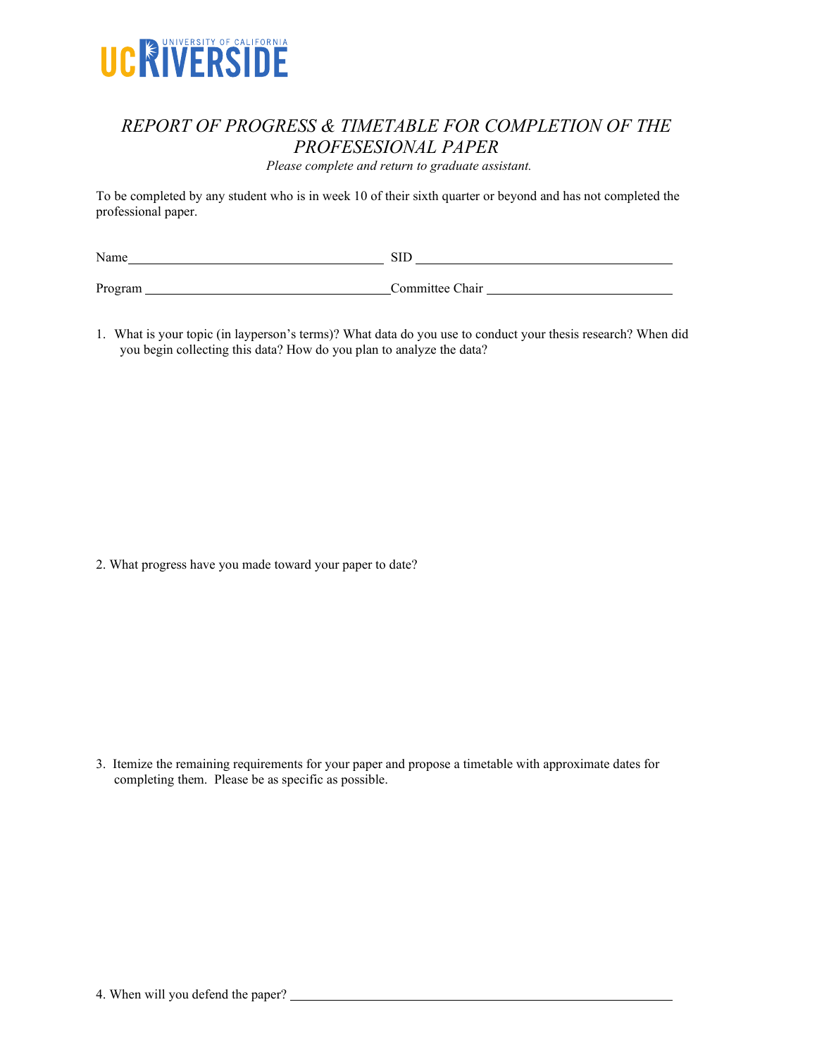UC RIVERSIDE
UNIVERSITY OF CALIFORNIA

# *REPORT OF PROGRESS & TIMETABLE FOR COMPLETION OF THE PROFESESIONAL PAPER*

*Please complete and return to graduate assistant.*

To be completed by any student who is in week 10 of their sixth quarter or beyond and has not completed the professional paper.

Name ______________________________ SID ______________________________

Program ______________________________ Committee Chair ______________________________

1. What is your topic (in layperson's terms)? What data do you use to conduct your thesis research? When did you begin collecting this data? How do you plan to analyze the data?

2. What progress have you made toward your paper to date?

3. Itemize the remaining requirements for your paper and propose a timetable with approximate dates for completing them. Please be as specific as possible.

4. When will you defend the paper? ______________________________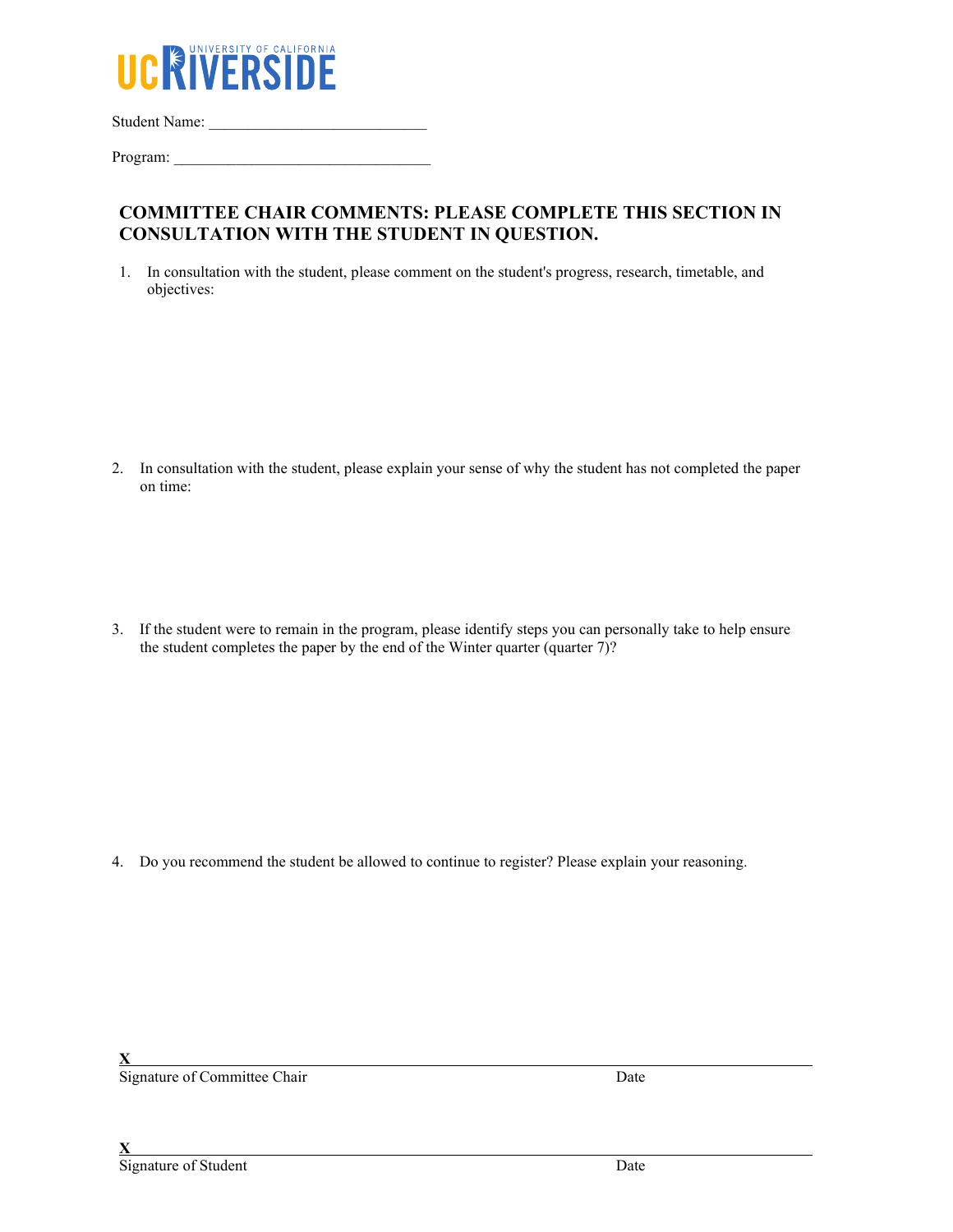UC RIVERSIDE
UNIVERSITY OF CALIFORNIA

Student Name: ____________________________

Program: _________________________________

## COMMITTEE CHAIR COMMENTS: PLEASE COMPLETE THIS SECTION IN CONSULTATION WITH THE STUDENT IN QUESTION.

1. In consultation with the student, please comment on the student's progress, research, timetable, and objectives:

2. In consultation with the student, please explain your sense of why the student has not completed the paper on time:

3. If the student were to remain in the program, please identify steps you can personally take to help ensure the student completes the paper by the end of the Winter quarter (quarter 7)?

4. Do you recommend the student be allowed to continue to register? Please explain your reasoning.

**X** ______________________________________________________________
Signature of Committee Chair                                                                 Date

**X** ______________________________________________________________
Signature of Student                                                                               Date